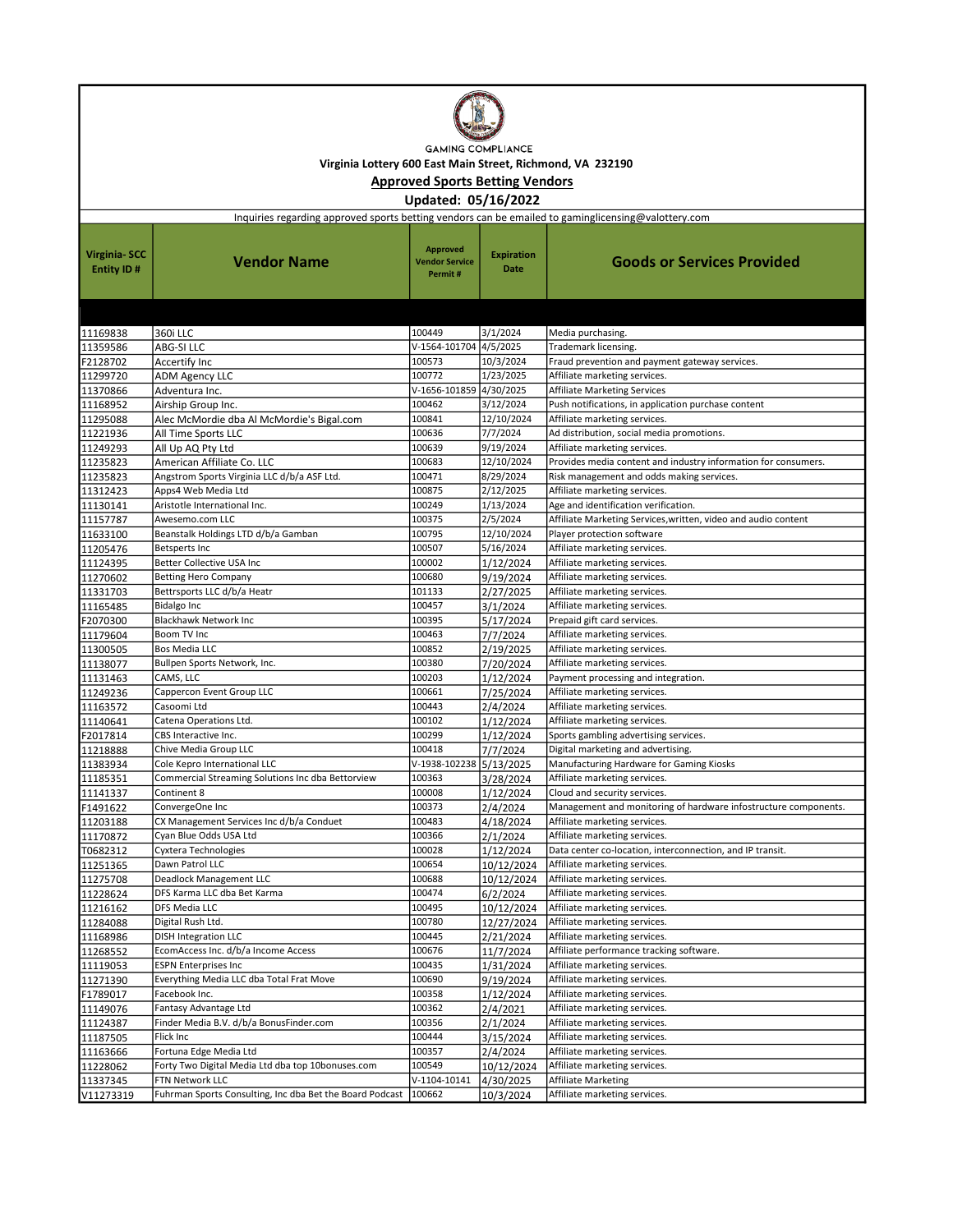GAMING COMPLIANCE

Virginia Lottery 600 East Main Street, Richmond, VA 232190

## Approved Sports Betting Vendors

**Updated: 05/16/2022**

Inquiries regarding approved sports betting vendors can be emailed to gaminglicensing@valottery.com

| Virginia- SCC Entity ID # | Vendor Name | Approved Vendor Service Permit # | Expiration Date | Goods or Services Provided |
|---|---|---|---|---|
| 11169838 | 360i LLC | 100449 | 3/1/2024 | Media purchasing. |
| 11359586 | ABG-SI LLC | V-1564-101704 | 4/5/2025 | Trademark licensing. |
| F2128702 | Accertify Inc | 100573 | 10/3/2024 | Fraud prevention and payment gateway services. |
| 11299720 | ADM Agency LLC | 100772 | 1/23/2025 | Affiliate marketing services. |
| 11370866 | Adventura Inc. | V-1656-101859 | 4/30/2025 | Affiliate Marketing Services |
| 11168952 | Airship Group Inc. | 100462 | 3/12/2024 | Push notifications, in application purchase content |
| 11295088 | Alec McMordie dba Al McMordie's Bigal.com | 100841 | 12/10/2024 | Affiliate marketing services. |
| 11221936 | All Time Sports LLC | 100636 | 7/7/2024 | Ad distribution, social media promotions. |
| 11249293 | All Up AQ Pty Ltd | 100639 | 9/19/2024 | Affiliate marketing services. |
| 11235823 | American Affiliate Co. LLC | 100683 | 12/10/2024 | Provides media content and industry information for consumers. |
| 11235823 | Angstrom Sports Virginia LLC d/b/a ASF Ltd. | 100471 | 8/29/2024 | Risk management and odds making services. |
| 11312423 | Apps4 Web Media Ltd | 100875 | 2/12/2025 | Affiliate marketing services. |
| 11130141 | Aristotle International Inc. | 100249 | 1/13/2024 | Age and identification verification. |
| 11157787 | Awesemo.com LLC | 100375 | 2/5/2024 | Affiliate Marketing Services,written, video and audio content |
| 11633100 | Beanstalk Holdings LTD d/b/a Gamban | 100795 | 12/10/2024 | Player protection software |
| 11205476 | Betsperts Inc | 100507 | 5/16/2024 | Affiliate marketing services. |
| 11124395 | Better Collective USA Inc | 100002 | 1/12/2024 | Affiliate marketing services. |
| 11270602 | Betting Hero Company | 100680 | 9/19/2024 | Affiliate marketing services. |
| 11331703 | Bettrsports LLC d/b/a Heatr | 101133 | 2/27/2025 | Affiliate marketing services. |
| 11165485 | Bidalgo Inc | 100457 | 3/1/2024 | Affiliate marketing services. |
| F2070300 | Blackhawk Network Inc | 100395 | 5/17/2024 | Prepaid gift card services. |
| 11179604 | Boom TV Inc | 100463 | 7/7/2024 | Affiliate marketing services. |
| 11300505 | Bos Media LLC | 100852 | 2/19/2025 | Affiliate marketing services. |
| 11138077 | Bullpen Sports Network, Inc. | 100380 | 7/20/2024 | Affiliate marketing services. |
| 11131463 | CAMS, LLC | 100203 | 1/12/2024 | Payment processing and integration. |
| 11249236 | Cappercon Event Group LLC | 100661 | 7/25/2024 | Affiliate marketing services. |
| 11163572 | Casoomi Ltd | 100443 | 2/4/2024 | Affiliate marketing services. |
| 11140641 | Catena Operations Ltd. | 100102 | 1/12/2024 | Affiliate marketing services. |
| F2017814 | CBS Interactive Inc. | 100299 | 1/12/2024 | Sports gambling advertising services. |
| 11218888 | Chive Media Group LLC | 100418 | 7/7/2024 | Digital marketing and advertising. |
| 11383934 | Cole Kepro International LLC | V-1938-102238 | 5/13/2025 | Manufacturing Hardware for Gaming Kiosks |
| 11185351 | Commercial Streaming Solutions Inc dba Bettorview | 100363 | 3/28/2024 | Affiliate marketing services. |
| 11141337 | Continent 8 | 100008 | 1/12/2024 | Cloud and security services. |
| F1491622 | ConvergeOne Inc | 100373 | 2/4/2024 | Management and monitoring of hardware infostructure components. |
| 11203188 | CX Management Services Inc d/b/a Conduet | 100483 | 4/18/2024 | Affiliate marketing services. |
| 11170872 | Cyan Blue Odds USA Ltd | 100366 | 2/1/2024 | Affiliate marketing services. |
| T0682312 | Cyxtera Technologies | 100028 | 1/12/2024 | Data center co-location, interconnection, and IP transit. |
| 11251365 | Dawn Patrol LLC | 100654 | 10/12/2024 | Affiliate marketing services. |
| 11275708 | Deadlock Management LLC | 100688 | 10/12/2024 | Affiliate marketing services. |
| 11228624 | DFS Karma LLC dba Bet Karma | 100474 | 6/2/2024 | Affiliate marketing services. |
| 11216162 | DFS Media LLC | 100495 | 10/12/2024 | Affiliate marketing services. |
| 11284088 | Digital Rush Ltd. | 100780 | 12/27/2024 | Affiliate marketing services. |
| 11168986 | DISH Integration LLC | 100445 | 2/21/2024 | Affiliate marketing services. |
| 11268552 | EcomAccess Inc. d/b/a Income Access | 100676 | 11/7/2024 | Affiliate performance tracking software. |
| 11119053 | ESPN Enterprises Inc | 100435 | 1/31/2024 | Affiliate marketing services. |
| 11271390 | Everything Media LLC dba Total Frat Move | 100690 | 9/19/2024 | Affiliate marketing services. |
| F1789017 | Facebook Inc. | 100358 | 1/12/2024 | Affiliate marketing services. |
| 11149076 | Fantasy Advantage Ltd | 100362 | 2/4/2021 | Affiliate marketing services. |
| 11124387 | Finder Media B.V. d/b/a BonusFinder.com | 100356 | 2/1/2024 | Affiliate marketing services. |
| 11187505 | Flick Inc | 100444 | 3/15/2024 | Affiliate marketing services. |
| 11163666 | Fortuna Edge Media Ltd | 100357 | 2/4/2024 | Affiliate marketing services. |
| 11228062 | Forty Two Digital Media Ltd dba top 10bonuses.com | 100549 | 10/12/2024 | Affiliate marketing services. |
| 11337345 | FTN Network LLC | V-1104-10141 | 4/30/2025 | Affiliate Marketing |
| V11273319 | Fuhrman Sports Consulting, Inc dba Bet the Board Podcast | 100662 | 10/3/2024 | Affiliate marketing services. |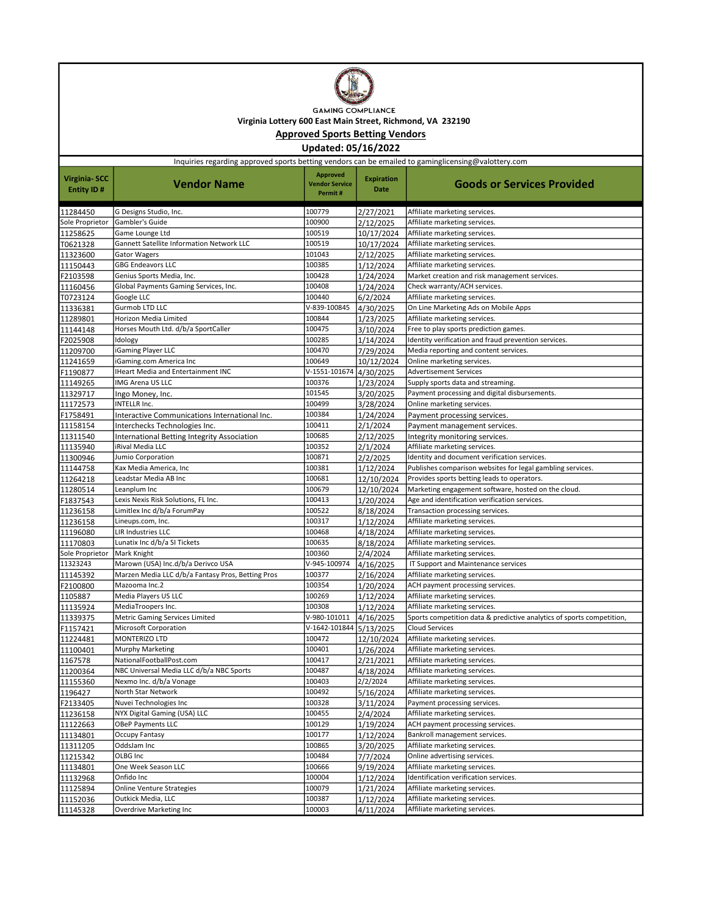GAMING COMPLIANCE

Virginia Lottery 600 East Main Street, Richmond, VA 232190

## Approved Sports Betting Vendors

**Updated: 05/16/2022**

Inquiries regarding approved sports betting vendors can be emailed to gaminglicensing@valottery.com

| Virginia- SCC Entity ID # | Vendor Name | Approved Vendor Service Permit # | Expiration Date | Goods or Services Provided |
|---|---|---|---|---|
| 11284450 | G Designs Studio, Inc. | 100779 | 2/27/2021 | Affiliate marketing services. |
| Sole Proprietor | Gambler's Guide | 100900 | 2/12/2025 | Affiliate marketing services. |
| 11258625 | Game Lounge Ltd | 100519 | 10/17/2024 | Affiliate marketing services. |
| T0621328 | Gannett Satellite Information Network LLC | 100519 | 10/17/2024 | Affiliate marketing services. |
| 11323600 | Gator Wagers | 101043 | 2/12/2025 | Affiliate marketing services. |
| 11150443 | GBG Endeavors LLC | 100385 | 1/12/2024 | Affiliate marketing services. |
| F2103598 | Genius Sports Media, Inc. | 100428 | 1/24/2024 | Market creation and risk management services. |
| 11160456 | Global Payments Gaming Services, Inc. | 100408 | 1/24/2024 | Check warranty/ACH services. |
| T0723124 | Google LLC | 100440 | 6/2/2024 | Affiliate marketing services. |
| 11336381 | Gurmob LTD LLC | V-839-100845 | 4/30/2025 | On Line Marketing Ads on Mobile Apps |
| 11289801 | Horizon Media Limited | 100844 | 1/23/2025 | Affiliate marketing services. |
| 11144148 | Horses Mouth Ltd. d/b/a SportCaller | 100475 | 3/10/2024 | Free to play sports prediction games. |
| F2025908 | Idology | 100285 | 1/14/2024 | Identity verification and fraud prevention services. |
| 11209700 | iGaming Player LLC | 100470 | 7/29/2024 | Media reporting and content services. |
| 11241659 | iGaming.com America Inc | 100649 | 10/12/2024 | Online marketing services. |
| F1190877 | IHeart Media and Entertainment INC | V-1551-101674 | 4/30/2025 | Advertisement Services |
| 11149265 | IMG Arena US LLC | 100376 | 1/23/2024 | Supply sports data and streaming. |
| 11329717 | Ingo Money, Inc. | 101545 | 3/20/2025 | Payment processing and digital disbursements. |
| 11172573 | INTELLR Inc. | 100499 | 3/28/2024 | Online marketing services. |
| F1758491 | Interactive Communications International Inc. | 100384 | 1/24/2024 | Payment processing services. |
| 11158154 | Interchecks Technologies Inc. | 100411 | 2/1/2024 | Payment management services. |
| 11311540 | International Betting Integrity Association | 100685 | 2/12/2025 | Integrity monitoring services. |
| 11135940 | iRival Media LLC | 100352 | 2/1/2024 | Affiliate marketing services. |
| 11300946 | Jumio Corporation | 100871 | 2/2/2025 | Identity and document verification services. |
| 11144758 | Kax Media America, Inc | 100381 | 1/12/2024 | Publishes comparison websites for legal gambling services. |
| 11264218 | Leadstar Media AB Inc | 100681 | 12/10/2024 | Provides sports betting leads to operators. |
| 11280514 | Leanplum Inc | 100679 | 12/10/2024 | Marketing engagement software, hosted on the cloud. |
| F1837543 | Lexis Nexis Risk Solutions, FL Inc. | 100413 | 1/20/2024 | Age and identification verification services. |
| 11236158 | Limitlex Inc d/b/a ForumPay | 100522 | 8/18/2024 | Transaction processing services. |
| 11236158 | Lineups.com, Inc. | 100317 | 1/12/2024 | Affiliate marketing services. |
| 11196080 | LIR Industries LLC | 100468 | 4/18/2024 | Affiliate marketing services. |
| 11170803 | Lunatix Inc d/b/a SI Tickets | 100635 | 8/18/2024 | Affiliate marketing services. |
| Sole Proprietor | Mark Knight | 100360 | 2/4/2024 | Affiliate marketing services. |
| 11323243 | Marown (USA) Inc.d/b/a Derivco USA | V-945-100974 | 4/16/2025 | IT Support and Maintenance services |
| 11145392 | Marzen Media LLC d/b/a Fantasy Pros, Betting Pros | 100377 | 2/16/2024 | Affiliate marketing services. |
| F2100800 | Mazooma Inc.2 | 100354 | 1/20/2024 | ACH payment processing services. |
| 1105887 | Media Players US LLC | 100269 | 1/12/2024 | Affiliate marketing services. |
| 11135924 | MediaTroopers Inc. | 100308 | 1/12/2024 | Affiliate marketing services. |
| 11339375 | Metric Gaming Services Limited | V-980-101011 | 4/16/2025 | Sports competition data & predictive analytics of sports competition, |
| F1157421 | Microsoft Corporation | V-1642-101844 | 5/13/2025 | Cloud Services |
| 11224481 | MONTERIZO LTD | 100472 | 12/10/2024 | Affiliate marketing services. |
| 11100401 | Murphy Marketing | 100401 | 1/26/2024 | Affiliate marketing services. |
| 1167578 | NationalFootballPost.com | 100417 | 2/21/2021 | Affiliate marketing services. |
| 11200364 | NBC Universal Media LLC d/b/a NBC Sports | 100487 | 4/18/2024 | Affiliate marketing services. |
| 11155360 | Nexmo Inc. d/b/a Vonage | 100403 | 2/2/2024 | Affiliate marketing services. |
| 1196427 | North Star Network | 100492 | 5/16/2024 | Affiliate marketing services. |
| F2133405 | Nuvei Technologies Inc | 100328 | 3/11/2024 | Payment processing services. |
| 11236158 | NYX Digital Gaming (USA) LLC | 100455 | 2/4/2024 | Affiliate marketing services. |
| 11122663 | OBeP Payments LLC | 100129 | 1/19/2024 | ACH payment processing services. |
| 11134801 | Occupy Fantasy | 100177 | 1/12/2024 | Bankroll management services. |
| 11311205 | OddsJam Inc | 100865 | 3/20/2025 | Affiliate marketing services. |
| 11215342 | OLBG Inc | 100484 | 7/7/2024 | Online advertising services. |
| 11134801 | One Week Season LLC | 100666 | 9/19/2024 | Affiliate marketing services. |
| 11132968 | Onfido Inc | 100004 | 1/12/2024 | Identification verification services. |
| 11125894 | Online Venture Strategies | 100079 | 1/21/2024 | Affiliate marketing services. |
| 11152036 | Outkick Media, LLC | 100387 | 1/12/2024 | Affiliate marketing services. |
| 11145328 | Overdrive Marketing Inc | 100003 | 4/11/2024 | Affiliate marketing services. |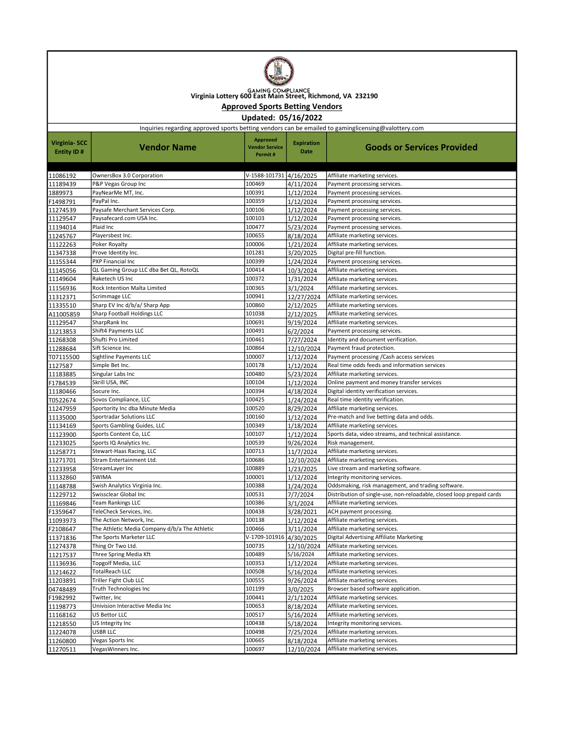GAMING COMPLIANCE
**Virginia Lottery 600 East Main Street, Richmond, VA 232190**

## Approved Sports Betting Vendors

**Updated: 05/16/2022**

Inquiries regarding approved sports betting vendors can be emailed to gaminglicensing@valottery.com

| Virginia- SCC Entity ID # | Vendor Name | Approved Vendor Service Permit # | Expiration Date | Goods or Services Provided |
|---|---|---|---|---|
| 11086192 | OwnersBox 3.0 Corporation | V-1588-101731 | 4/16/2025 | Affiliate marketing services. |
| 11189439 | P&P Vegas Group Inc | 100469 | 4/11/2024 | Payment processing services. |
| 1889973 | PayNearMe MT, Inc. | 100391 | 1/12/2024 | Payment processing services. |
| F1498791 | PayPal Inc. | 100359 | 1/12/2024 | Payment processing services. |
| 11274539 | Paysafe Merchant Services Corp. | 100106 | 1/12/2024 | Payment processing services. |
| 11129547 | Paysafecard.com USA Inc. | 100103 | 1/12/2024 | Payment processing services. |
| 11194014 | Plaid Inc | 100477 | 5/23/2024 | Payment processing services. |
| 11245767 | Playersbest Inc. | 100655 | 8/18/2024 | Affiliate marketing services. |
| 11122263 | Poker Royalty | 100006 | 1/21/2024 | Affiliate marketing services. |
| 11347338 | Prove Identity Inc. | 101281 | 3/20/2025 | Digital pre-fill function. |
| 11155344 | PXP Financial Inc | 100399 | 1/24/2024 | Payment processing services. |
| 11145056 | QL Gaming Group LLC dba Bet QL, RotoQL | 100414 | 10/3/2024 | Affiliate marketing services. |
| 11149604 | Raketech US Inc | 100372 | 1/31/2024 | Affiliate marketing services. |
| 11156936 | Rock Intention Malta Limited | 100365 | 3/1/2024 | Affiliate marketing services. |
| 11312371 | Scrimmage LLC | 100941 | 12/27/2024 | Affiliate marketing services. |
| 11335510 | Sharp EV Inc d/b/a/ Sharp App | 100860 | 2/12/2025 | Affiliate marketing services. |
| A11005859 | Sharp Football Holdings LLC | 101038 | 2/12/2025 | Affiliate marketing services. |
| 11129547 | SharpRank Inc | 100691 | 9/19/2024 | Affiliate marketing services. |
| 11213853 | Shift4 Payments LLC | 100491 | 6/2/2024 | Payment processing services. |
| 11268308 | Shufti Pro Limited | 100461 | 7/27/2024 | Identity and document verification. |
| 11288684 | Sift Science Inc. | 100864 | 12/10/2024 | Payment fraud protection. |
| T07115500 | Sightline Payments LLC | 100007 | 1/12/2024 | Payment processing /Cash access services |
| 1127587 | Simple Bet Inc. | 100178 | 1/12/2024 | Real time odds feeds and information services |
| 11183885 | Singular Labs Inc | 100480 | 5/23/2024 | Affiliate marketing services. |
| F1784539 | Skrill USA, INC | 100104 | 1/12/2024 | Online payment and money transfer services |
| 11180466 | Socure Inc. | 100394 | 4/18/2024 | Digital identity verification services. |
| T0522674 | Sovos Compliance, LLC | 100425 | 1/24/2024 | Real time identity verification. |
| 11247959 | Sportority Inc dba Minute Media | 100520 | 8/29/2024 | Affiliate marketing services. |
| 11135000 | Sportradar Solutions LLC | 100160 | 1/12/2024 | Pre-match and live betting data and odds. |
| 11134169 | Sports Gambling Guides, LLC | 100349 | 1/18/2024 | Affiliate marketing services. |
| 11123900 | Sports Content Co, LLC | 100107 | 1/12/2024 | Sports data, video streams, and technical assistance. |
| 11233025 | Sports IQ Analytics Inc. | 100539 | 9/26/2024 | Risk management. |
| 11258771 | Stewart-Haas Racing, LLC | 100713 | 11/7/2024 | Affiliate marketing services. |
| 11271701 | Stram Entertainment Ltd. | 100686 | 12/10/2024 | Affiliate marketing services. |
| 11233958 | StreamLayer Inc | 100889 | 1/23/2025 | Live stream and marketing software. |
| 11132860 | SWIMA | 100001 | 1/12/2024 | Integrity monitoring services. |
| 11148788 | Swish Analytics Virginia Inc. | 100388 | 1/24/2024 | Oddsmaking, risk management, and trading software. |
| 11229712 | Swissclear Global Inc | 100531 | 7/7/2024 | Distribution of single-use, non-reloadable, closed loop prepaid cards |
| 11169846 | Team Rankings LLC | 100386 | 3/1/2024 | Affiliate marketing services. |
| F1359647 | TeleCheck Services, Inc. | 100438 | 3/28/2021 | ACH payment processing. |
| 11093973 | The Action Network, Inc. | 100138 | 1/12/2024 | Affiliate marketing services. |
| F2108647 | The Athletic Media Company d/b/a The Athletic | 100466 | 3/11/2024 | Affiliate marketing services. |
| 11371836 | The Sports Marketer LLC | V-1709-101916 | 4/30/2025 | Digital Advertising Affiliate Marketing |
| 11274378 | Thing Or Two Ltd. | 100735 | 12/10/2024 | Affiliate marketing services. |
| 11217537 | Three Spring Media Kft | 100489 | 5/16/2024 | Affiliate marketing services. |
| 11136936 | Topgolf Media, LLC | 100353 | 1/12/2024 | Affiliate marketing services. |
| 11214622 | TotalReach LLC | 100508 | 5/16/2024 | Affiliate marketing services. |
| 11203891 | Triller Fight Club LLC | 100555 | 9/26/2024 | Affiliate marketing services. |
| 04748489 | Truth Technologies Inc | 101199 | 3/0/2025 | Browser based software application. |
| F1982992 | Twitter, Inc | 100441 | 2/1/12024 | Affiliate marketing services. |
| 11198773 | Univision Interactive Media Inc | 100653 | 8/18/2024 | Affiliate marketing services. |
| 11168162 | US Bettor LLC | 100517 | 5/16/2024 | Affiliate marketing services. |
| 11218550 | US Integrity Inc | 100438 | 5/18/2024 | Integrity monitoring services. |
| 11224078 | USBR LLC | 100498 | 7/25/2024 | Affiliate marketing services. |
| 11260800 | Vegas Sports Inc | 100665 | 8/18/2024 | Affiliate marketing services. |
| 11270511 | VegasWinners Inc. | 100697 | 12/10/2024 | Affiliate marketing services. |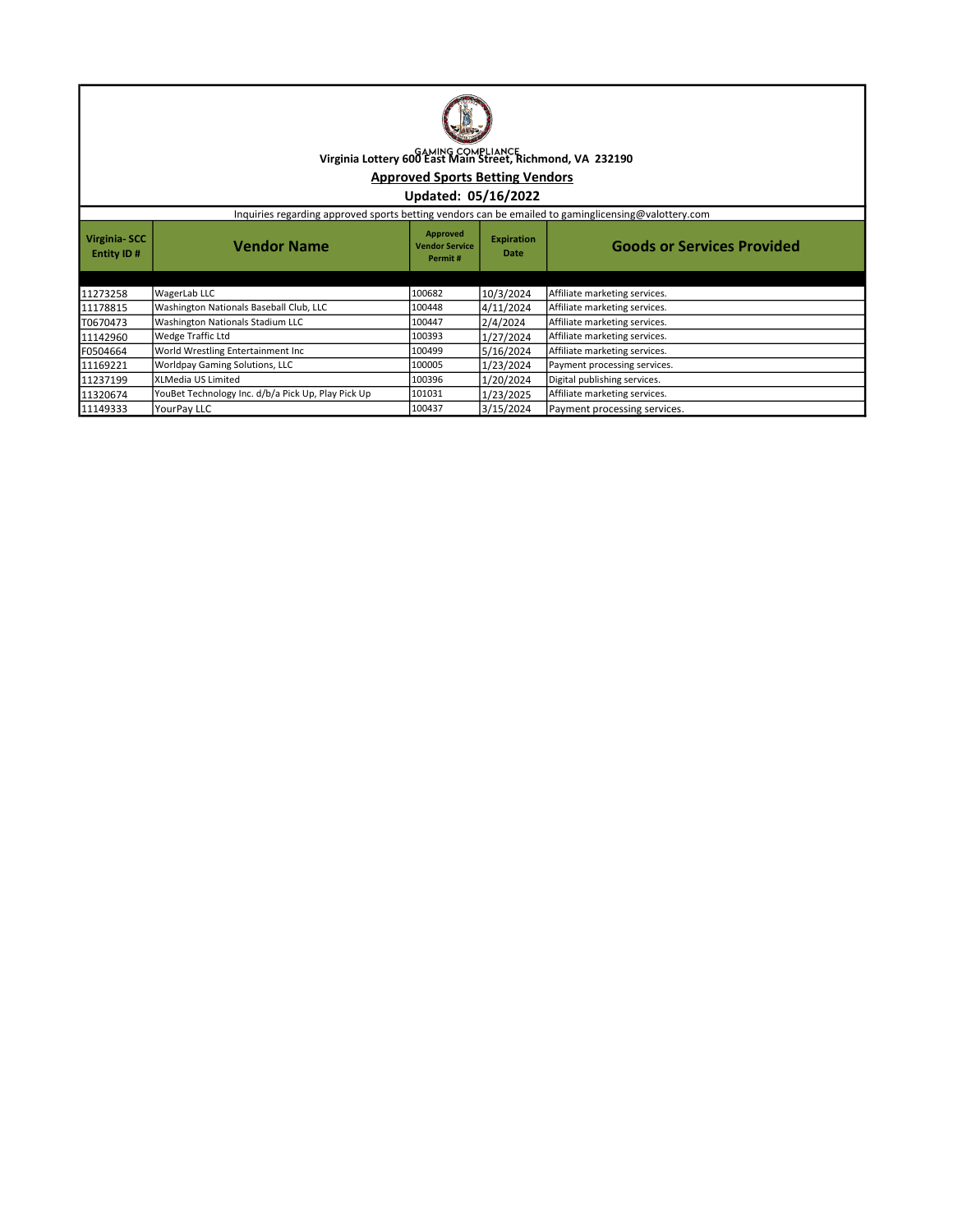GAMING COMPLIANCE

Virginia Lottery 600 East Main Street, Richmond, VA 232190

**Approved Sports Betting Vendors**

**Updated: 05/16/2022**

Inquiries regarding approved sports betting vendors can be emailed to gaminglicensing@valottery.com

| Virginia- SCC Entity ID # | Vendor Name | Approved Vendor Service Permit # | Expiration Date | Goods or Services Provided |
|---|---|---|---|---|
| 11273258 | WagerLab LLC | 100682 | 10/3/2024 | Affiliate marketing services. |
| 11178815 | Washington Nationals Baseball Club, LLC | 100448 | 4/11/2024 | Affiliate marketing services. |
| T0670473 | Washington Nationals Stadium LLC | 100447 | 2/4/2024 | Affiliate marketing services. |
| 11142960 | Wedge Traffic Ltd | 100393 | 1/27/2024 | Affiliate marketing services. |
| F0504664 | World Wrestling Entertainment Inc | 100499 | 5/16/2024 | Affiliate marketing services. |
| 11169221 | Worldpay Gaming Solutions, LLC | 100005 | 1/23/2024 | Payment processing services. |
| 11237199 | XLMedia US Limited | 100396 | 1/20/2024 | Digital publishing services. |
| 11320674 | YouBet Technology Inc. d/b/a Pick Up, Play Pick Up | 101031 | 1/23/2025 | Affiliate marketing services. |
| 11149333 | YourPay LLC | 100437 | 3/15/2024 | Payment processing services. |